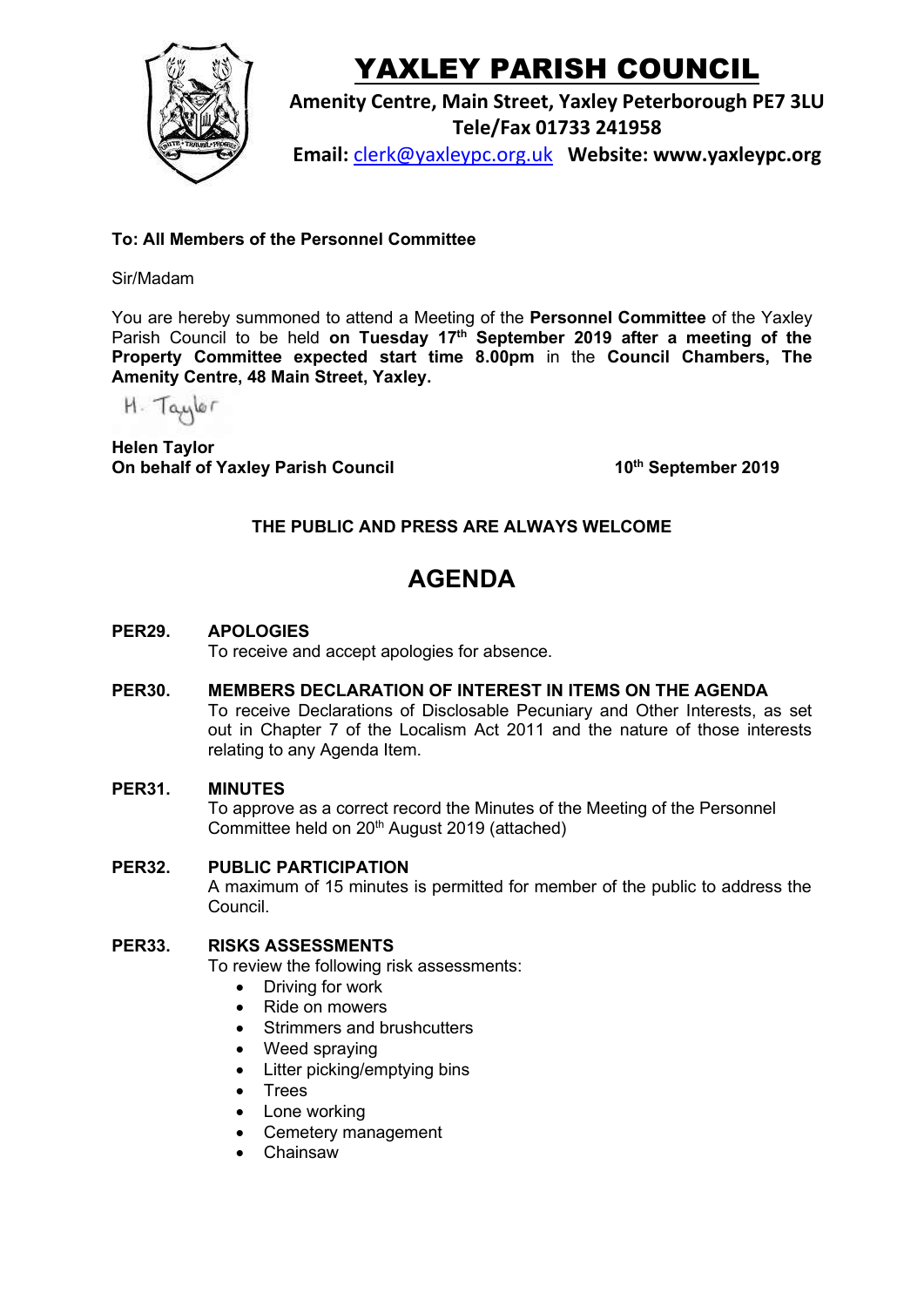# YAXLEY PARISH COUNCIL

**Amenity Centre, Main Street, Yaxley Peterborough PE7 3LU**
**Tele/Fax 01733 241958**
**Email: clerk@yaxleypc.org.uk Website: www.yaxleypc.org**

**To: All Members of the Personnel Committee**

Sir/Madam

You are hereby summoned to attend a Meeting of the **Personnel Committee** of the Yaxley Parish Council to be held **on Tuesday 17th September 2019 after a meeting of the Property Committee expected start time 8.00pm** in the **Council Chambers, The Amenity Centre, 48 Main Street, Yaxley.**

H. Taylor

**Helen Taylor**
**On behalf of Yaxley Parish Council** **10th September 2019**

**THE PUBLIC AND PRESS ARE ALWAYS WELCOME**

## AGENDA

**PER29. APOLOGIES**
To receive and accept apologies for absence.

**PER30. MEMBERS DECLARATION OF INTEREST IN ITEMS ON THE AGENDA**
To receive Declarations of Disclosable Pecuniary and Other Interests, as set out in Chapter 7 of the Localism Act 2011 and the nature of those interests relating to any Agenda Item.

**PER31. MINUTES**
To approve as a correct record the Minutes of the Meeting of the Personnel Committee held on 20th August 2019 (attached)

**PER32. PUBLIC PARTICIPATION**
A maximum of 15 minutes is permitted for member of the public to address the Council.

**PER33. RISKS ASSESSMENTS**
To review the following risk assessments:

- Driving for work
- Ride on mowers
- Strimmers and brushcutters
- Weed spraying
- Litter picking/emptying bins
- Trees
- Lone working
- Cemetery management
- Chainsaw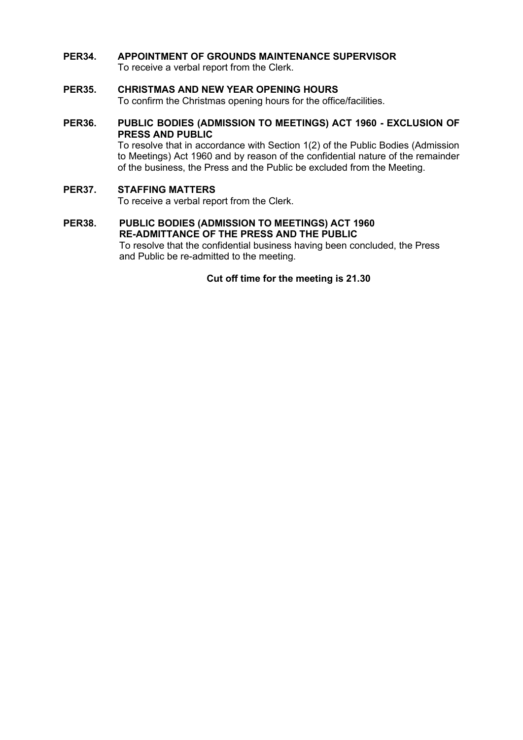**PER34. APPOINTMENT OF GROUNDS MAINTENANCE SUPERVISOR**
To receive a verbal report from the Clerk.

**PER35. CHRISTMAS AND NEW YEAR OPENING HOURS**
To confirm the Christmas opening hours for the office/facilities.

**PER36. PUBLIC BODIES (ADMISSION TO MEETINGS) ACT 1960 - EXCLUSION OF PRESS AND PUBLIC**
To resolve that in accordance with Section 1(2) of the Public Bodies (Admission to Meetings) Act 1960 and by reason of the confidential nature of the remainder of the business, the Press and the Public be excluded from the Meeting.

**PER37. STAFFING MATTERS**
To receive a verbal report from the Clerk.

**PER38. PUBLIC BODIES (ADMISSION TO MEETINGS) ACT 1960 RE-ADMITTANCE OF THE PRESS AND THE PUBLIC**
To resolve that the confidential business having been concluded, the Press and Public be re-admitted to the meeting.

**Cut off time for the meeting is 21.30**